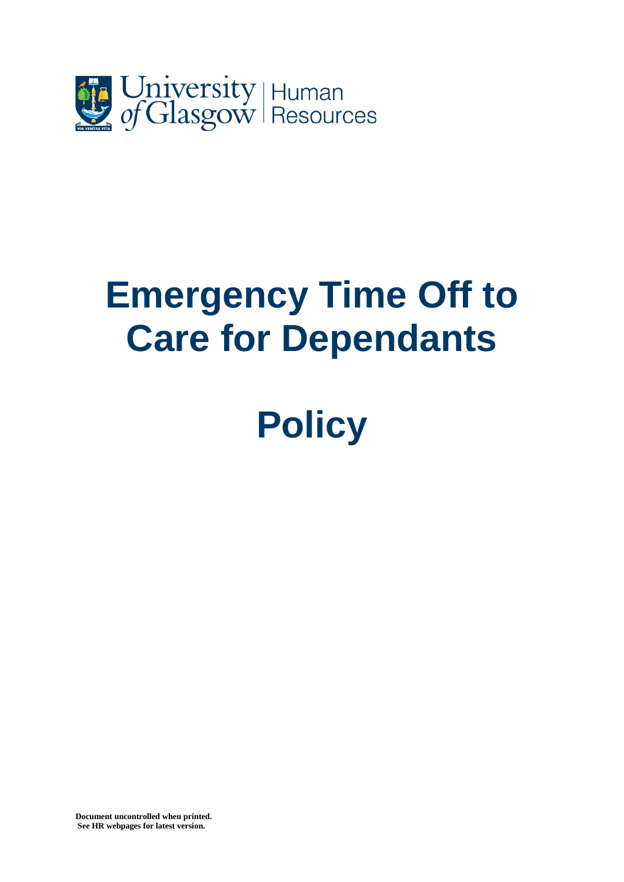University of Glasgow | Human Resources

# Emergency Time Off to Care for Dependants

# Policy

**Document uncontrolled when printed.**
**See HR webpages for latest version.**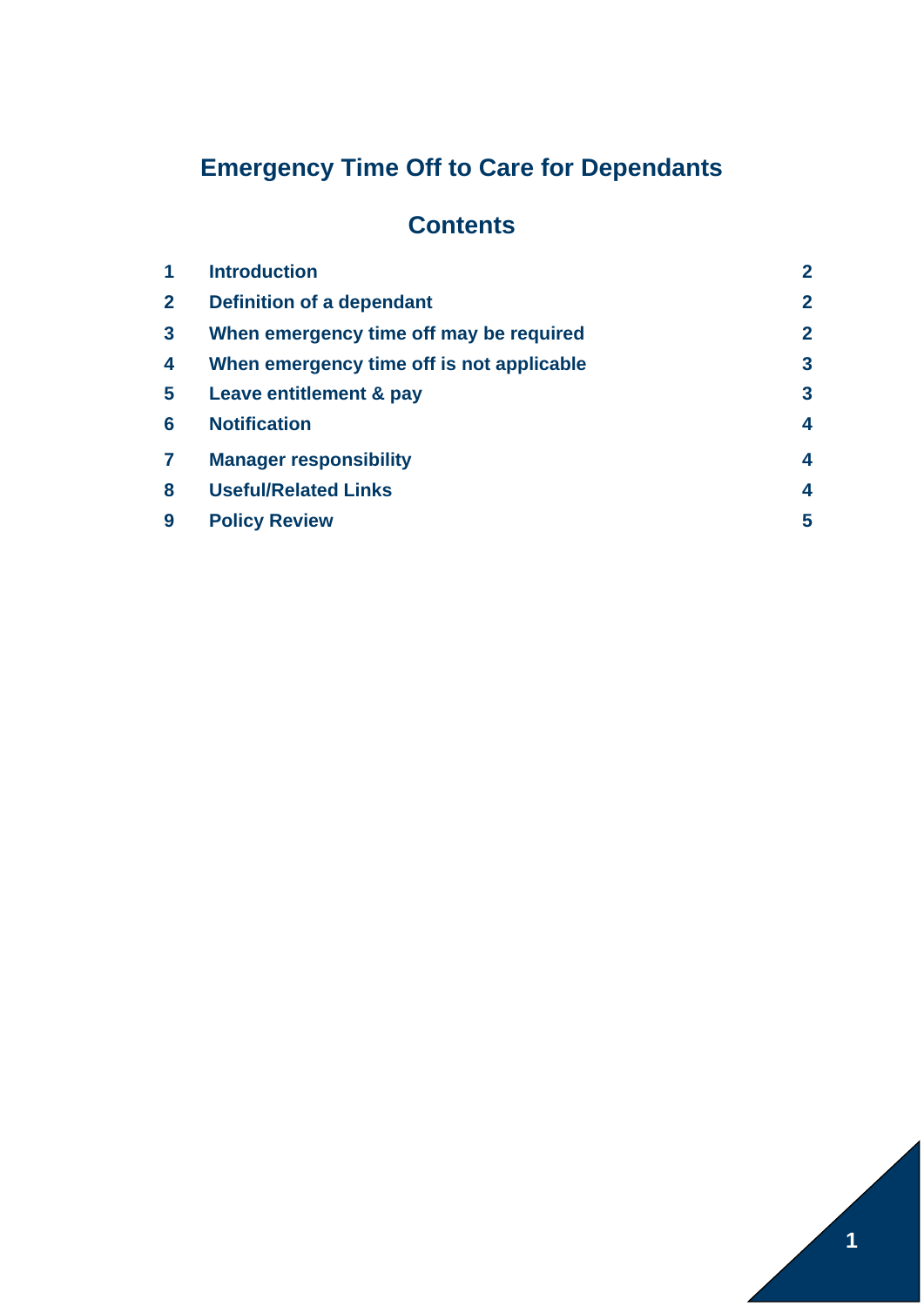# Emergency Time Off to Care for Dependants

## Contents

| | | |
|---|---|---|
| 1 | Introduction | 2 |
| 2 | Definition of a dependant | 2 |
| 3 | When emergency time off may be required | 2 |
| 4 | When emergency time off is not applicable | 3 |
| 5 | Leave entitlement & pay | 3 |
| 6 | Notification | 4 |
| 7 | Manager responsibility | 4 |
| 8 | Useful/Related Links | 4 |
| 9 | Policy Review | 5 |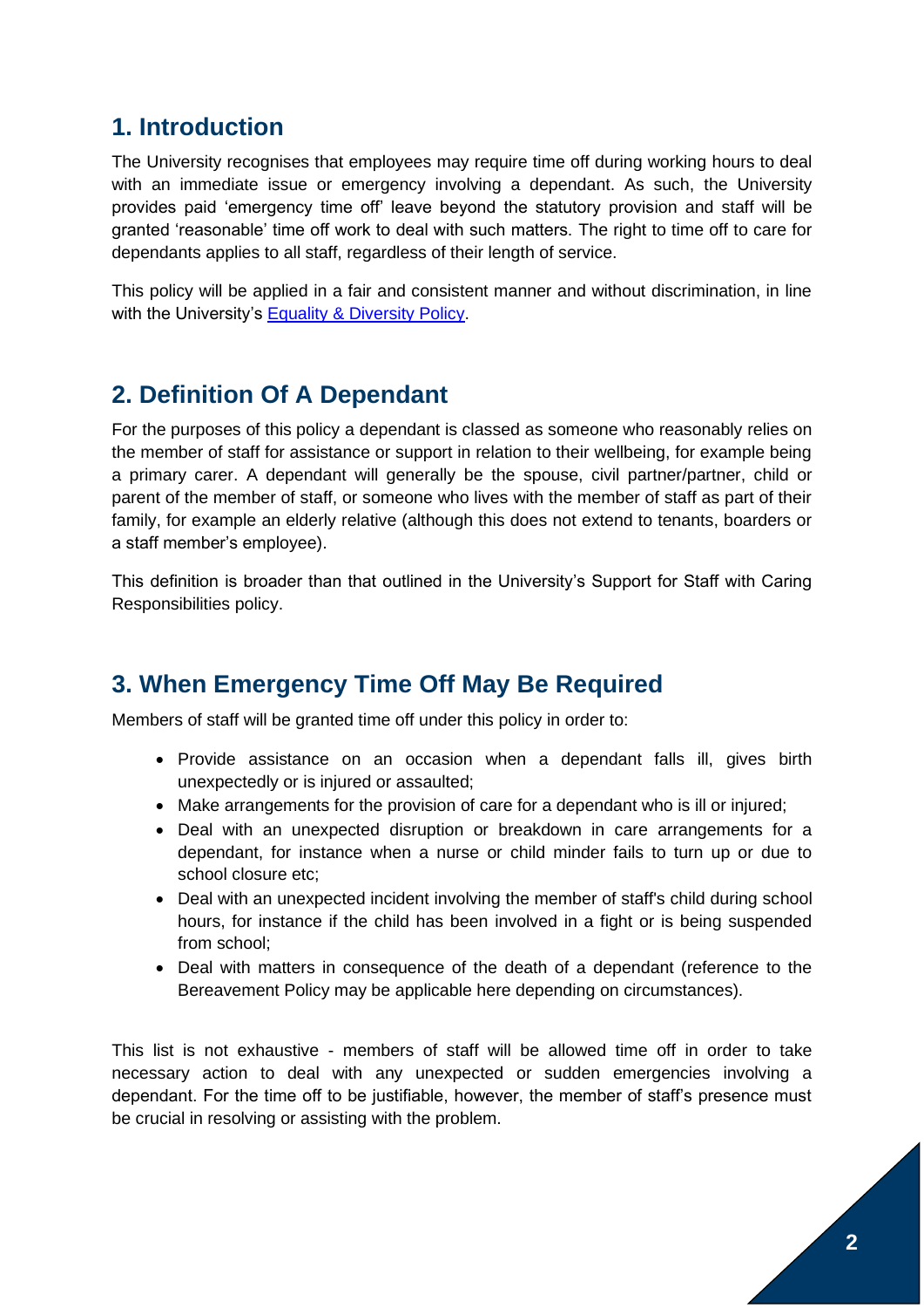## 1. Introduction

The University recognises that employees may require time off during working hours to deal with an immediate issue or emergency involving a dependant. As such, the University provides paid 'emergency time off' leave beyond the statutory provision and staff will be granted 'reasonable' time off work to deal with such matters. The right to time off to care for dependants applies to all staff, regardless of their length of service.

This policy will be applied in a fair and consistent manner and without discrimination, in line with the University's Equality & Diversity Policy.

## 2. Definition Of A Dependant

For the purposes of this policy a dependant is classed as someone who reasonably relies on the member of staff for assistance or support in relation to their wellbeing, for example being a primary carer. A dependant will generally be the spouse, civil partner/partner, child or parent of the member of staff, or someone who lives with the member of staff as part of their family, for example an elderly relative (although this does not extend to tenants, boarders or a staff member's employee).

This definition is broader than that outlined in the University's Support for Staff with Caring Responsibilities policy.

## 3. When Emergency Time Off May Be Required

Members of staff will be granted time off under this policy in order to:

- Provide assistance on an occasion when a dependant falls ill, gives birth unexpectedly or is injured or assaulted;
- Make arrangements for the provision of care for a dependant who is ill or injured;
- Deal with an unexpected disruption or breakdown in care arrangements for a dependant, for instance when a nurse or child minder fails to turn up or due to school closure etc;
- Deal with an unexpected incident involving the member of staff's child during school hours, for instance if the child has been involved in a fight or is being suspended from school;
- Deal with matters in consequence of the death of a dependant (reference to the Bereavement Policy may be applicable here depending on circumstances).

This list is not exhaustive - members of staff will be allowed time off in order to take necessary action to deal with any unexpected or sudden emergencies involving a dependant. For the time off to be justifiable, however, the member of staff's presence must be crucial in resolving or assisting with the problem.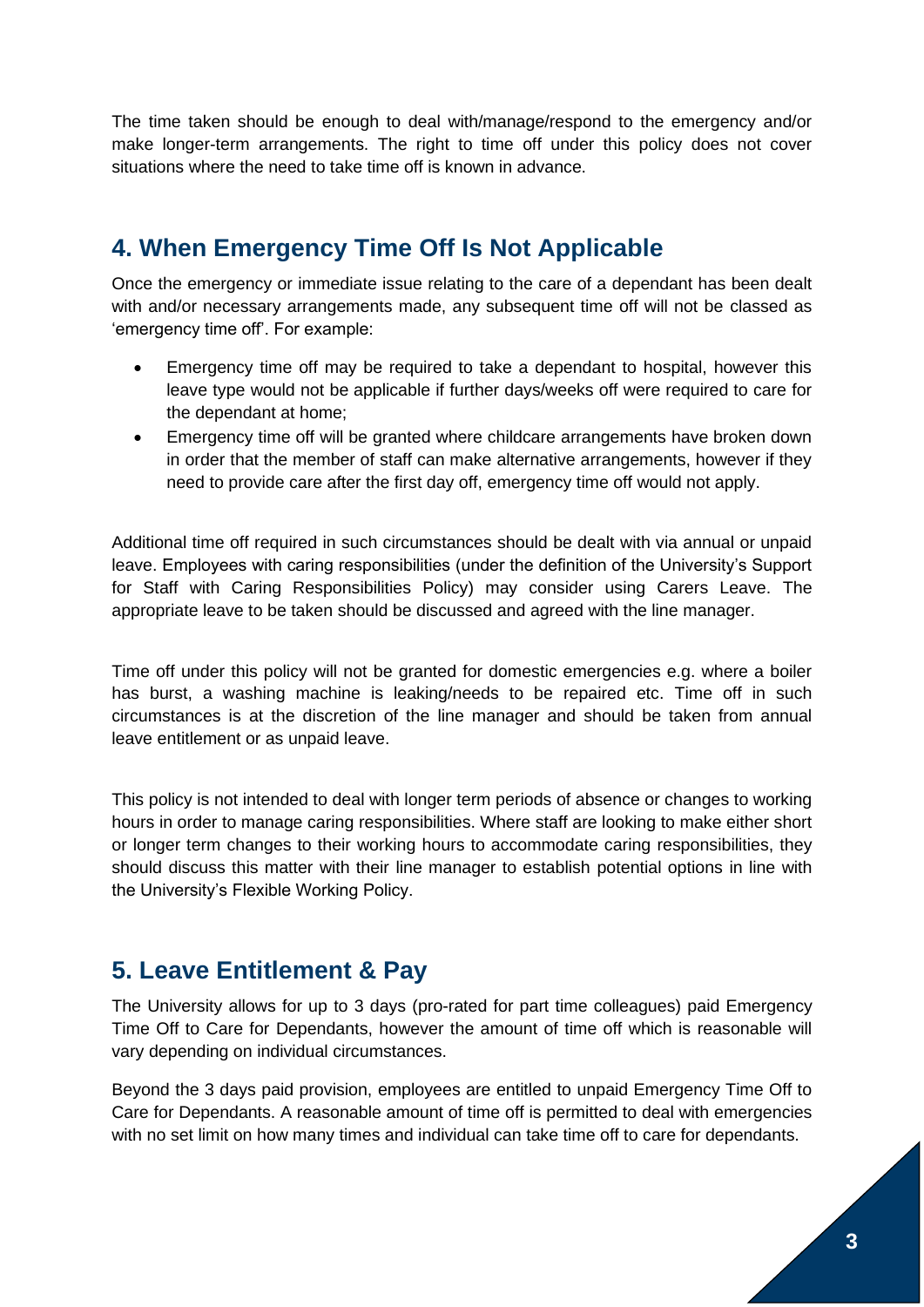The time taken should be enough to deal with/manage/respond to the emergency and/or make longer-term arrangements. The right to time off under this policy does not cover situations where the need to take time off is known in advance.

## 4. When Emergency Time Off Is Not Applicable

Once the emergency or immediate issue relating to the care of a dependant has been dealt with and/or necessary arrangements made, any subsequent time off will not be classed as 'emergency time off'. For example:

- Emergency time off may be required to take a dependant to hospital, however this leave type would not be applicable if further days/weeks off were required to care for the dependant at home;
- Emergency time off will be granted where childcare arrangements have broken down in order that the member of staff can make alternative arrangements, however if they need to provide care after the first day off, emergency time off would not apply.

Additional time off required in such circumstances should be dealt with via annual or unpaid leave. Employees with caring responsibilities (under the definition of the University's Support for Staff with Caring Responsibilities Policy) may consider using Carers Leave. The appropriate leave to be taken should be discussed and agreed with the line manager.

Time off under this policy will not be granted for domestic emergencies e.g. where a boiler has burst, a washing machine is leaking/needs to be repaired etc. Time off in such circumstances is at the discretion of the line manager and should be taken from annual leave entitlement or as unpaid leave.

This policy is not intended to deal with longer term periods of absence or changes to working hours in order to manage caring responsibilities. Where staff are looking to make either short or longer term changes to their working hours to accommodate caring responsibilities, they should discuss this matter with their line manager to establish potential options in line with the University's Flexible Working Policy.

## 5. Leave Entitlement & Pay

The University allows for up to 3 days (pro-rated for part time colleagues) paid Emergency Time Off to Care for Dependants, however the amount of time off which is reasonable will vary depending on individual circumstances.

Beyond the 3 days paid provision, employees are entitled to unpaid Emergency Time Off to Care for Dependants. A reasonable amount of time off is permitted to deal with emergencies with no set limit on how many times and individual can take time off to care for dependants.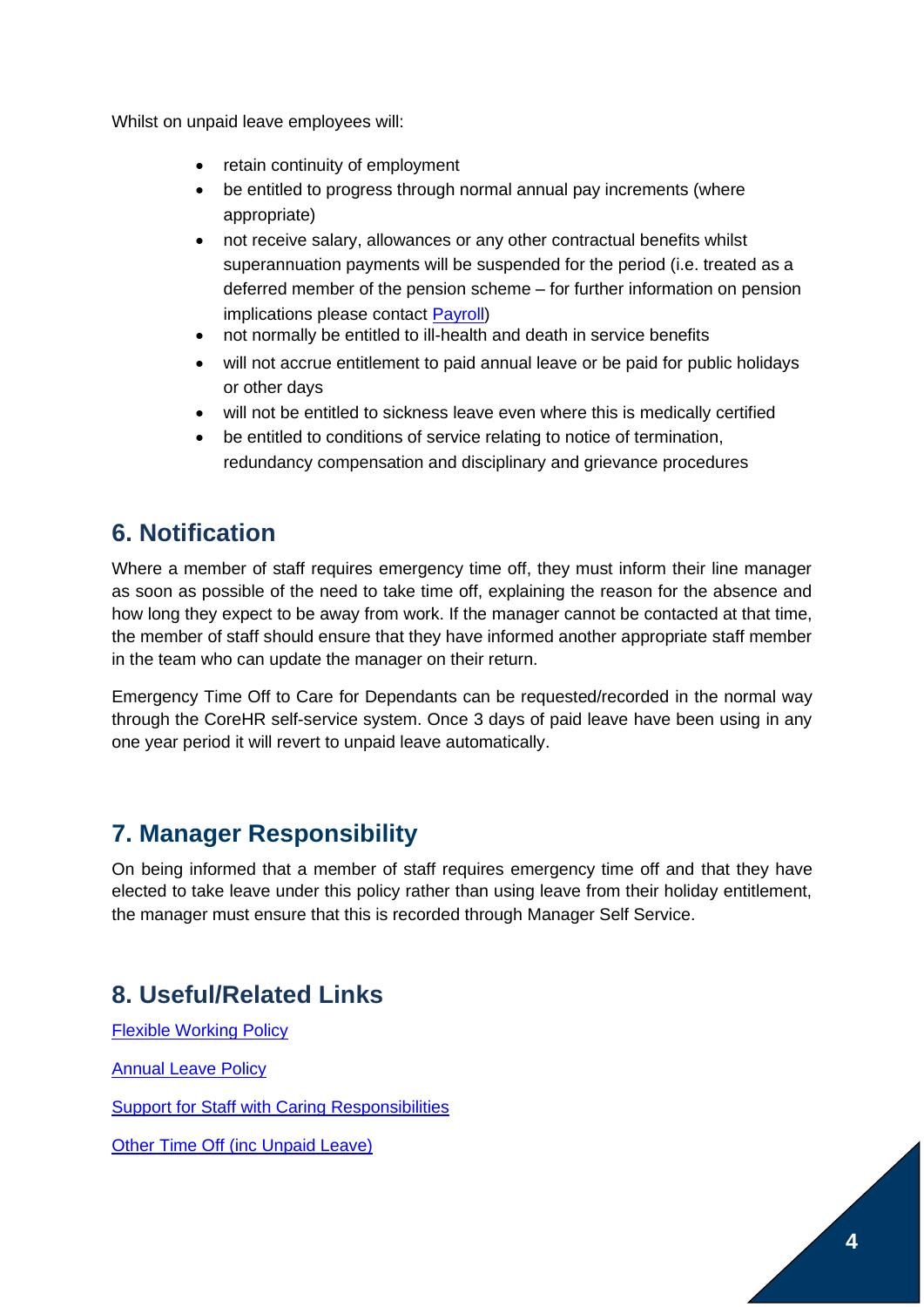Whilst on unpaid leave employees will:

- retain continuity of employment
- be entitled to progress through normal annual pay increments (where appropriate)
- not receive salary, allowances or any other contractual benefits whilst superannuation payments will be suspended for the period (i.e. treated as a deferred member of the pension scheme – for further information on pension implications please contact [Payroll](#))
- not normally be entitled to ill-health and death in service benefits
- will not accrue entitlement to paid annual leave or be paid for public holidays or other days
- will not be entitled to sickness leave even where this is medically certified
- be entitled to conditions of service relating to notice of termination, redundancy compensation and disciplinary and grievance procedures

## 6. Notification

Where a member of staff requires emergency time off, they must inform their line manager as soon as possible of the need to take time off, explaining the reason for the absence and how long they expect to be away from work. If the manager cannot be contacted at that time, the member of staff should ensure that they have informed another appropriate staff member in the team who can update the manager on their return.

Emergency Time Off to Care for Dependants can be requested/recorded in the normal way through the CoreHR self-service system. Once 3 days of paid leave have been using in any one year period it will revert to unpaid leave automatically.

## 7. Manager Responsibility

On being informed that a member of staff requires emergency time off and that they have elected to take leave under this policy rather than using leave from their holiday entitlement, the manager must ensure that this is recorded through Manager Self Service.

## 8. Useful/Related Links

[Flexible Working Policy](#)

[Annual Leave Policy](#)

[Support for Staff with Caring Responsibilities](#)

[Other Time Off (inc Unpaid Leave)](#)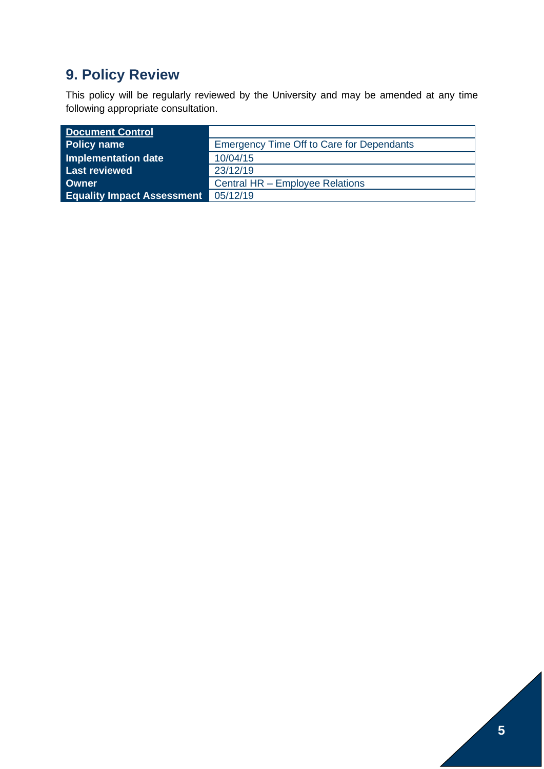## 9. Policy Review

This policy will be regularly reviewed by the University and may be amended at any time following appropriate consultation.

| **Document Control** | |
|---|---|
| **Policy name** | Emergency Time Off to Care for Dependants |
| **Implementation date** | 10/04/15 |
| **Last reviewed** | 23/12/19 |
| **Owner** | Central HR – Employee Relations |
| **Equality Impact Assessment** | 05/12/19 |